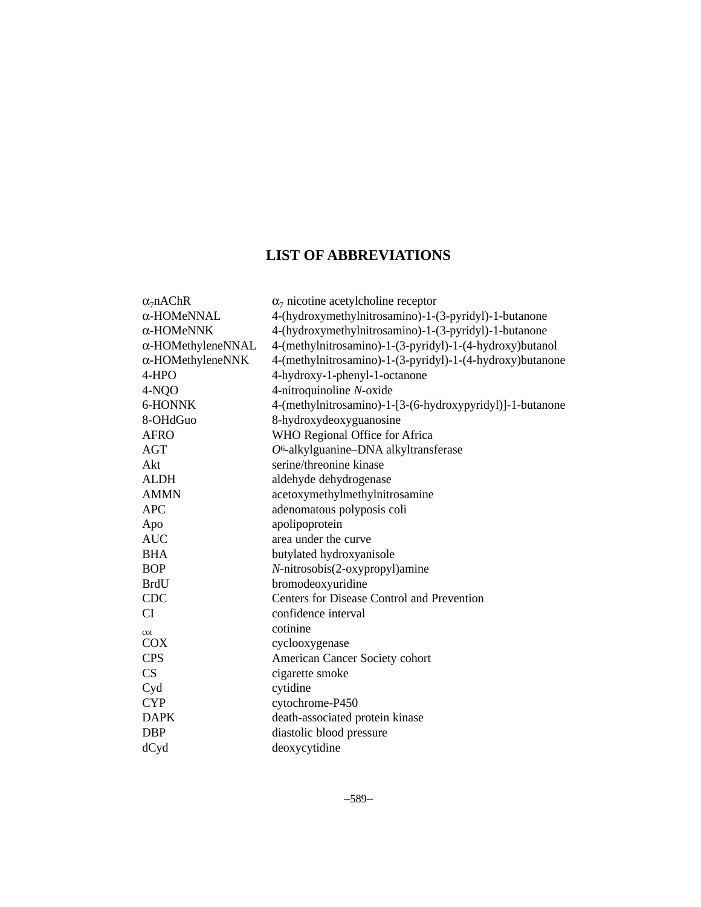# LIST OF ABBREVIATIONS

| | |
|---|---|
| $\alpha_7$nAChR | $\alpha_7$ nicotine acetylcholine receptor |
| α-HOMeNNAL | 4-(hydroxymethylnitrosamino)-1-(3-pyridyl)-1-butanone |
| α-HOMeNNK | 4-(hydroxymethylnitrosamino)-1-(3-pyridyl)-1-butanone |
| α-HOMethyleneNNAL | 4-(methylnitrosamino)-1-(3-pyridyl)-1-(4-hydroxy)butanol |
| α-HOMethyleneNNK | 4-(methylnitrosamino)-1-(3-pyridyl)-1-(4-hydroxy)butanone |
| 4-HPO | 4-hydroxy-1-phenyl-1-octanone |
| 4-NQO | 4-nitroquinoline *N*-oxide |
| 6-HONNK | 4-(methylnitrosamino)-1-[3-(6-hydroxypyridyl)]-1-butanone |
| 8-OHdGuo | 8-hydroxydeoxyguanosine |
| AFRO | WHO Regional Office for Africa |
| AGT | $O^6$-alkylguanine–DNA alkyltransferase |
| Akt | serine/threonine kinase |
| ALDH | aldehyde dehydrogenase |
| AMMN | acetoxymethylmethylnitrosamine |
| APC | adenomatous polyposis coli |
| Apo | apolipoprotein |
| AUC | area under the curve |
| BHA | butylated hydroxyanisole |
| BOP | *N*-nitrosobis(2-oxypropyl)amine |
| BrdU | bromodeoxyuridine |
| CDC | Centers for Disease Control and Prevention |
| CI | confidence interval |
| cot | cotinine |
| COX | cyclooxygenase |
| CPS | American Cancer Society cohort |
| CS | cigarette smoke |
| Cyd | cytidine |
| CYP | cytochrome-P450 |
| DAPK | death-associated protein kinase |
| DBP | diastolic blood pressure |
| dCyd | deoxycytidine |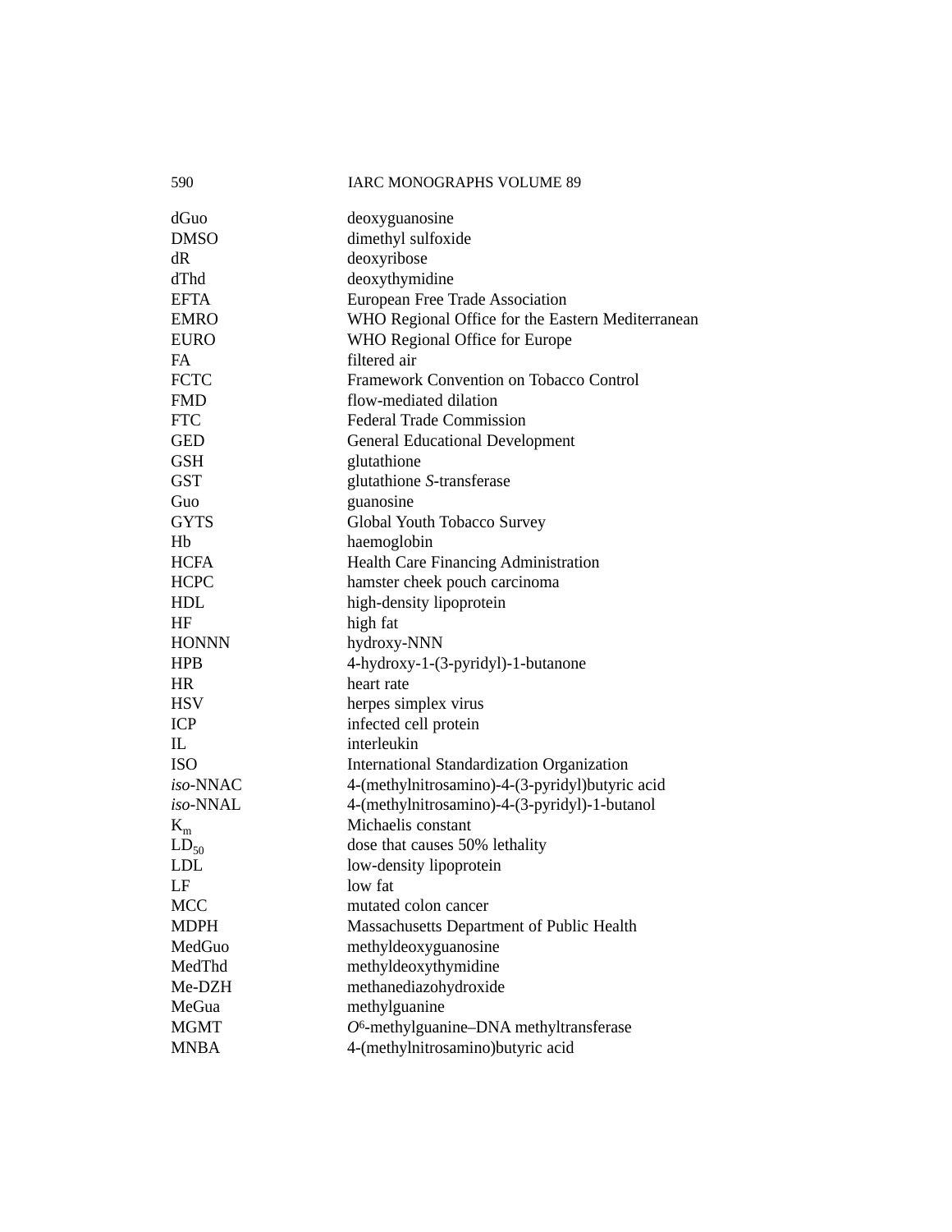| | |
|---|---|
| dGuo | deoxyguanosine |
| DMSO | dimethyl sulfoxide |
| dR | deoxyribose |
| dThd | deoxythymidine |
| EFTA | European Free Trade Association |
| EMRO | WHO Regional Office for the Eastern Mediterranean |
| EURO | WHO Regional Office for Europe |
| FA | filtered air |
| FCTC | Framework Convention on Tobacco Control |
| FMD | flow-mediated dilation |
| FTC | Federal Trade Commission |
| GED | General Educational Development |
| GSH | glutathione |
| GST | glutathione *S*-transferase |
| Guo | guanosine |
| GYTS | Global Youth Tobacco Survey |
| Hb | haemoglobin |
| HCFA | Health Care Financing Administration |
| HCPC | hamster cheek pouch carcinoma |
| HDL | high-density lipoprotein |
| HF | high fat |
| HONNN | hydroxy-NNN |
| HPB | 4-hydroxy-1-(3-pyridyl)-1-butanone |
| HR | heart rate |
| HSV | herpes simplex virus |
| ICP | infected cell protein |
| IL | interleukin |
| ISO | International Standardization Organization |
| *iso*-NNAC | 4-(methylnitrosamino)-4-(3-pyridyl)butyric acid |
| *iso*-NNAL | 4-(methylnitrosamino)-4-(3-pyridyl)-1-butanol |
| $K_m$ | Michaelis constant |
| $LD_{50}$ | dose that causes 50% lethality |
| LDL | low-density lipoprotein |
| LF | low fat |
| MCC | mutated colon cancer |
| MDPH | Massachusetts Department of Public Health |
| MedGuo | methyldeoxyguanosine |
| MedThd | methyldeoxythymidine |
| Me-DZH | methanediazohydroxide |
| MeGua | methylguanine |
| MGMT | $O^6$-methylguanine–DNA methyltransferase |
| MNBA | 4-(methylnitrosamino)butyric acid |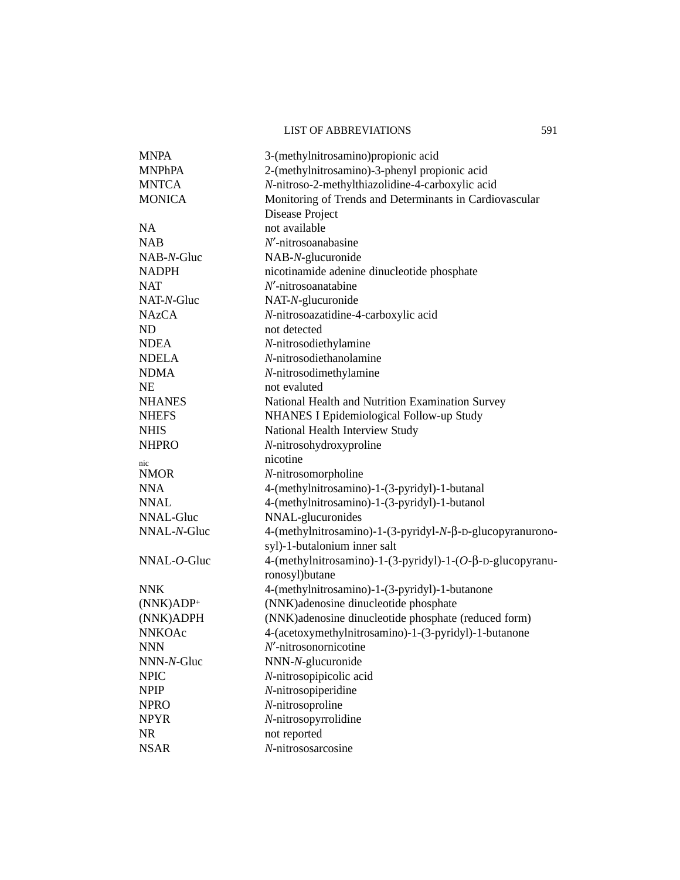| | |
|---|---|
| MNPA | 3-(methylnitrosamino)propionic acid |
| MNPhPA | 2-(methylnitrosamino)-3-phenyl propionic acid |
| MNTCA | *N*-nitroso-2-methylthiazolidine-4-carboxylic acid |
| MONICA | Monitoring of Trends and Determinants in Cardiovascular Disease Project |
| NA | not available |
| NAB | *N*′-nitrosoanabasine |
| NAB-*N*-Gluc | NAB-*N*-glucuronide |
| NADPH | nicotinamide adenine dinucleotide phosphate |
| NAT | *N*′-nitrosoanatabine |
| NAT-*N*-Gluc | NAT-*N*-glucuronide |
| NAzCA | *N*-nitrosoazatidine-4-carboxylic acid |
| ND | not detected |
| NDEA | *N*-nitrosodiethylamine |
| NDELA | *N*-nitrosodiethanolamine |
| NDMA | *N*-nitrosodimethylamine |
| NE | not evaluted |
| NHANES | National Health and Nutrition Examination Survey |
| NHEFS | NHANES I Epidemiological Follow-up Study |
| NHIS | National Health Interview Study |
| NHPRO | *N*-nitrosohydroxyproline |
| nic | nicotine |
| NMOR | *N*-nitrosomorpholine |
| NNA | 4-(methylnitrosamino)-1-(3-pyridyl)-1-butanal |
| NNAL | 4-(methylnitrosamino)-1-(3-pyridyl)-1-butanol |
| NNAL-Gluc | NNAL-glucuronides |
| NNAL-*N*-Gluc | 4-(methylnitrosamino)-1-(3-pyridyl-*N*-β-D-glucopyranuronosyl)-1-butalonium inner salt |
| NNAL-*O*-Gluc | 4-(methylnitrosamino)-1-(3-pyridyl)-1-(*O*-β-D-glucopyranuronosyl)butane |
| NNK | 4-(methylnitrosamino)-1-(3-pyridyl)-1-butanone |
| (NNK)ADP$^+$ | (NNK)adenosine dinucleotide phosphate |
| (NNK)ADPH | (NNK)adenosine dinucleotide phosphate (reduced form) |
| NNKOAc | 4-(acetoxymethylnitrosamino)-1-(3-pyridyl)-1-butanone |
| NNN | *N*′-nitrosonornicotine |
| NNN-*N*-Gluc | NNN-*N*-glucuronide |
| NPIC | *N*-nitrosopipicolic acid |
| NPIP | *N*-nitrosopiperidine |
| NPRO | *N*-nitrosoproline |
| NPYR | *N*-nitrosopyrrolidine |
| NR | not reported |
| NSAR | *N*-nitrososarcosine |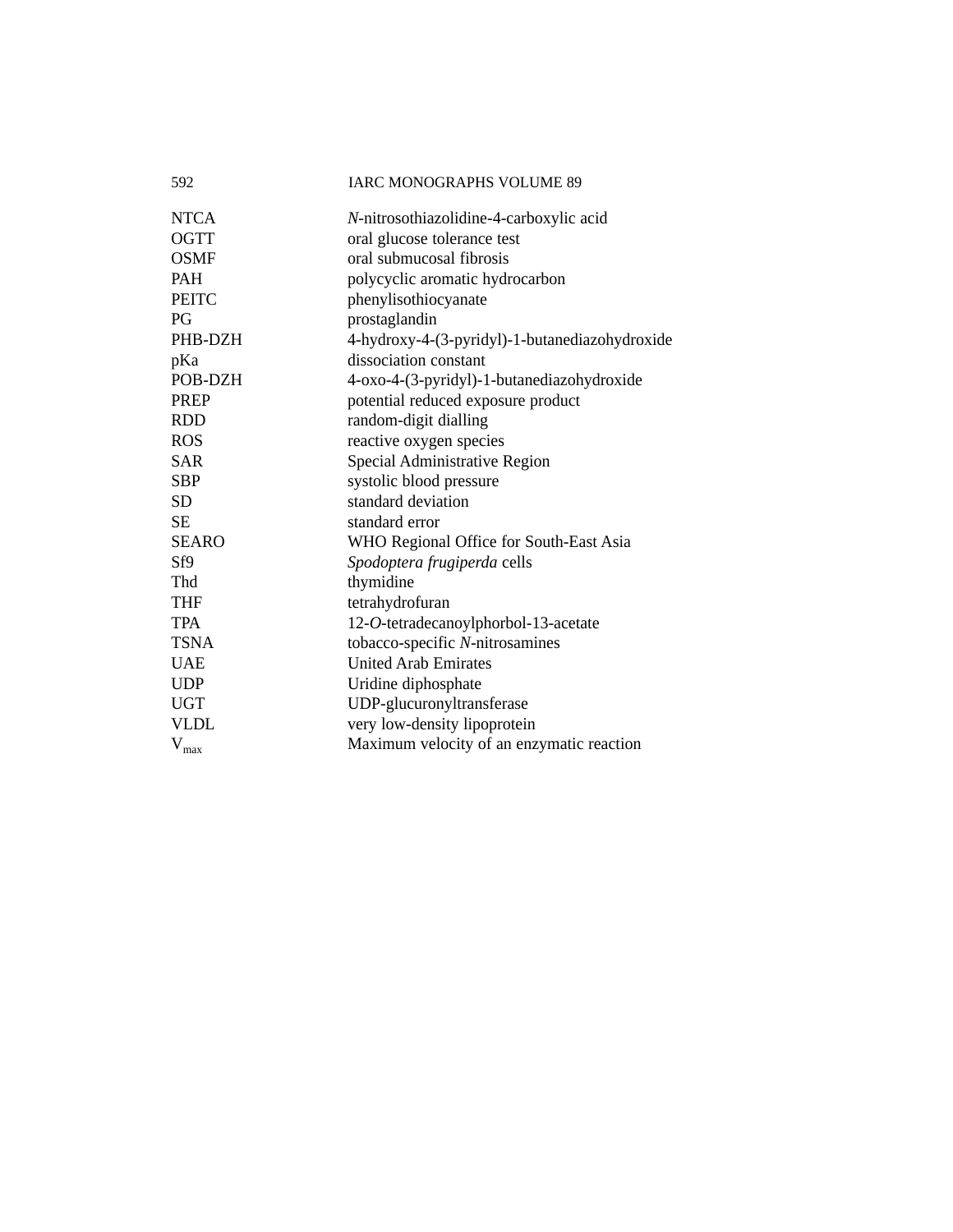| | |
|---|---|
| NTCA | *N*-nitrosothiazolidine-4-carboxylic acid |
| OGTT | oral glucose tolerance test |
| OSMF | oral submucosal fibrosis |
| PAH | polycyclic aromatic hydrocarbon |
| PEITC | phenylisothiocyanate |
| PG | prostaglandin |
| PHB-DZH | 4-hydroxy-4-(3-pyridyl)-1-butanediazohydroxide |
| pKa | dissociation constant |
| POB-DZH | 4-oxo-4-(3-pyridyl)-1-butanediazohydroxide |
| PREP | potential reduced exposure product |
| RDD | random-digit dialling |
| ROS | reactive oxygen species |
| SAR | Special Administrative Region |
| SBP | systolic blood pressure |
| SD | standard deviation |
| SE | standard error |
| SEARO | WHO Regional Office for South-East Asia |
| Sf9 | *Spodoptera frugiperda* cells |
| Thd | thymidine |
| THF | tetrahydrofuran |
| TPA | 12-*O*-tetradecanoylphorbol-13-acetate |
| TSNA | tobacco-specific *N*-nitrosamines |
| UAE | United Arab Emirates |
| UDP | Uridine diphosphate |
| UGT | UDP-glucuronyltransferase |
| VLDL | very low-density lipoprotein |
| $V_{max}$ | Maximum velocity of an enzymatic reaction |